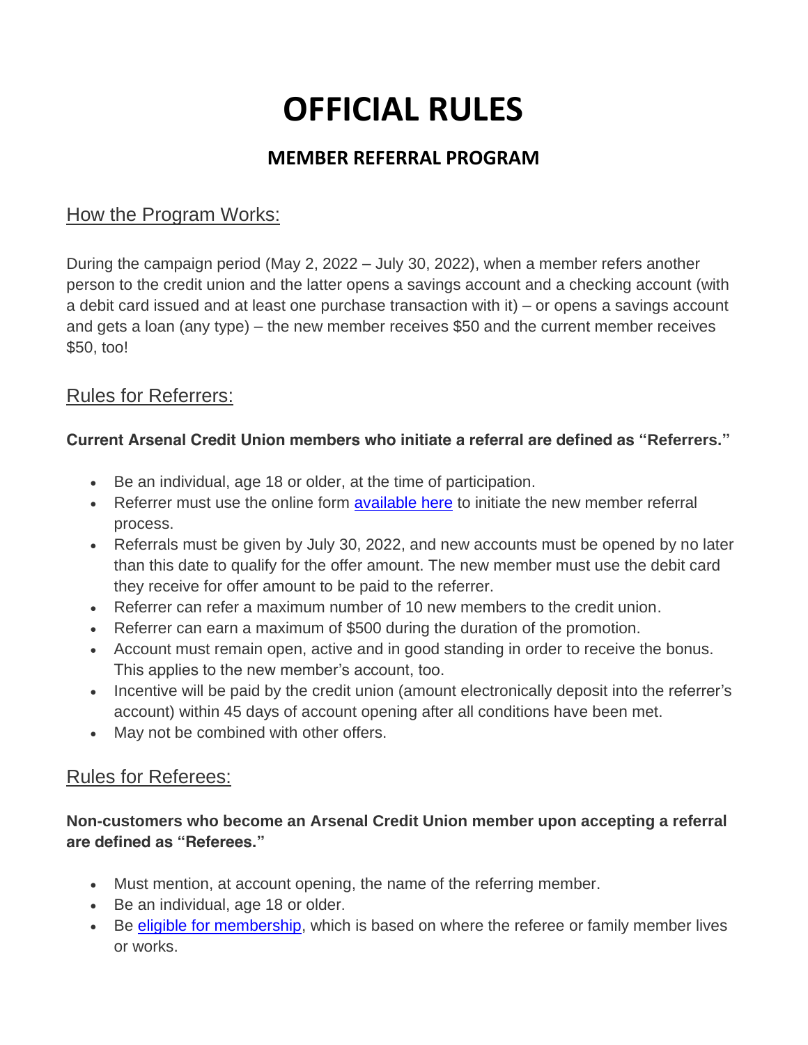# OFFICIAL RULES

## MEMBER REFERRAL PROGRAM

### How the Program Works:

During the campaign period (May 2, 2022 – July 30, 2022), when a member refers another person to the credit union and the latter opens a savings account and a checking account (with a debit card issued and at least one purchase transaction with it) – or opens a savings account and gets a loan (any type) – the new member receives $50 and the current member receives $50, too!

### Rules for Referrers:

**Current Arsenal Credit Union members who initiate a referral are defined as "Referrers."**

- Be an individual, age 18 or older, at the time of participation.
- Referrer must use the online form available here to initiate the new member referral process.
- Referrals must be given by July 30, 2022, and new accounts must be opened by no later than this date to qualify for the offer amount. The new member must use the debit card they receive for offer amount to be paid to the referrer.
- Referrer can refer a maximum number of 10 new members to the credit union.
- Referrer can earn a maximum of $500 during the duration of the promotion.
- Account must remain open, active and in good standing in order to receive the bonus. This applies to the new member's account, too.
- Incentive will be paid by the credit union (amount electronically deposit into the referrer's account) within 45 days of account opening after all conditions have been met.
- May not be combined with other offers.

### Rules for Referees:

**Non-customers who become an Arsenal Credit Union member upon accepting a referral are defined as "Referees."**

- Must mention, at account opening, the name of the referring member.
- Be an individual, age 18 or older.
- Be eligible for membership, which is based on where the referee or family member lives or works.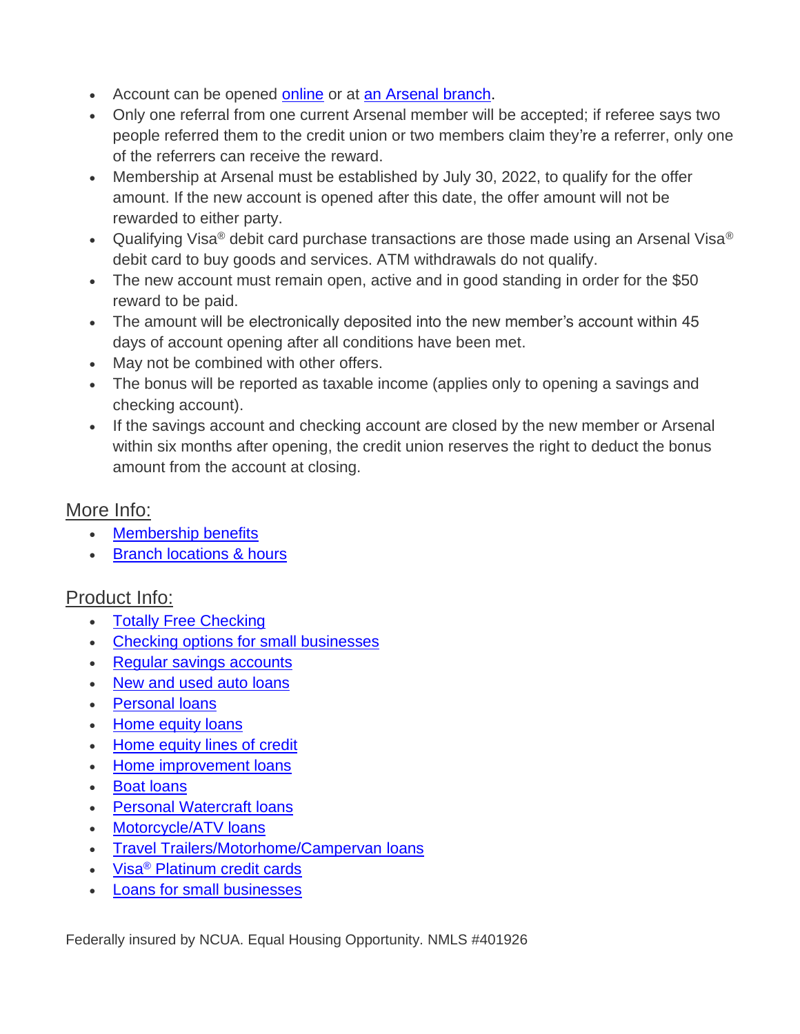- Account can be opened online or at an Arsenal branch.
- Only one referral from one current Arsenal member will be accepted; if referee says two people referred them to the credit union or two members claim they're a referrer, only one of the referrers can receive the reward.
- Membership at Arsenal must be established by July 30, 2022, to qualify for the offer amount. If the new account is opened after this date, the offer amount will not be rewarded to either party.
- Qualifying Visa® debit card purchase transactions are those made using an Arsenal Visa® debit card to buy goods and services. ATM withdrawals do not qualify.
- The new account must remain open, active and in good standing in order for the $50 reward to be paid.
- The amount will be electronically deposited into the new member's account within 45 days of account opening after all conditions have been met.
- May not be combined with other offers.
- The bonus will be reported as taxable income (applies only to opening a savings and checking account).
- If the savings account and checking account are closed by the new member or Arsenal within six months after opening, the credit union reserves the right to deduct the bonus amount from the account at closing.

## More Info:

- Membership benefits
- Branch locations & hours

## Product Info:

- Totally Free Checking
- Checking options for small businesses
- Regular savings accounts
- New and used auto loans
- Personal loans
- Home equity loans
- Home equity lines of credit
- Home improvement loans
- Boat loans
- Personal Watercraft loans
- Motorcycle/ATV loans
- Travel Trailers/Motorhome/Campervan loans
- Visa® Platinum credit cards
- Loans for small businesses

Federally insured by NCUA. Equal Housing Opportunity. NMLS #401926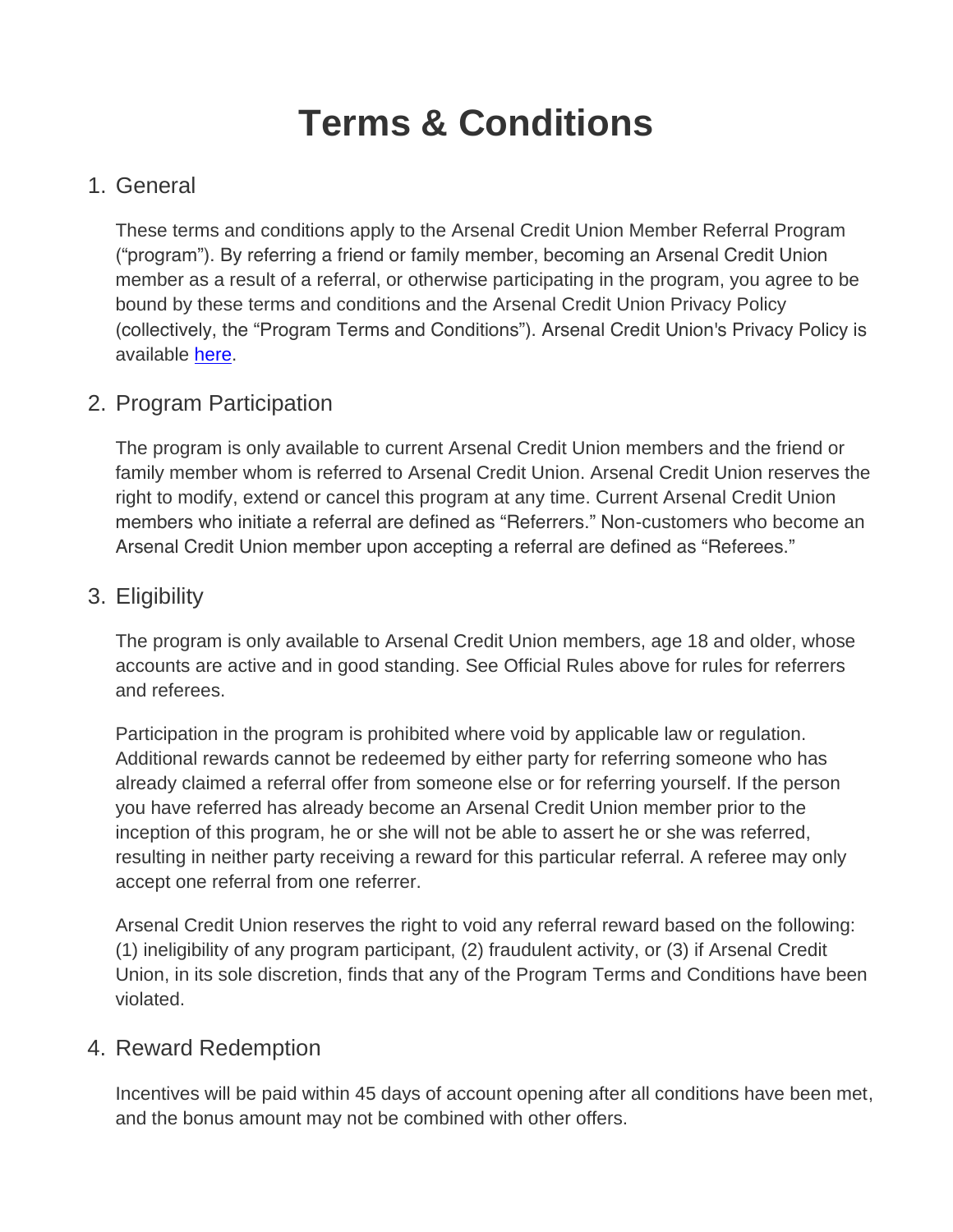# Terms & Conditions

1. General

   These terms and conditions apply to the Arsenal Credit Union Member Referral Program ("program"). By referring a friend or family member, becoming an Arsenal Credit Union member as a result of a referral, or otherwise participating in the program, you agree to be bound by these terms and conditions and the Arsenal Credit Union Privacy Policy (collectively, the "Program Terms and Conditions"). Arsenal Credit Union's Privacy Policy is available [here](#).

2. Program Participation

   The program is only available to current Arsenal Credit Union members and the friend or family member whom is referred to Arsenal Credit Union. Arsenal Credit Union reserves the right to modify, extend or cancel this program at any time. Current Arsenal Credit Union members who initiate a referral are defined as "Referrers." Non-customers who become an Arsenal Credit Union member upon accepting a referral are defined as "Referees."

3. Eligibility

   The program is only available to Arsenal Credit Union members, age 18 and older, whose accounts are active and in good standing. See Official Rules above for rules for referrers and referees.

   Participation in the program is prohibited where void by applicable law or regulation. Additional rewards cannot be redeemed by either party for referring someone who has already claimed a referral offer from someone else or for referring yourself. If the person you have referred has already become an Arsenal Credit Union member prior to the inception of this program, he or she will not be able to assert he or she was referred, resulting in neither party receiving a reward for this particular referral. A referee may only accept one referral from one referrer.

   Arsenal Credit Union reserves the right to void any referral reward based on the following: (1) ineligibility of any program participant, (2) fraudulent activity, or (3) if Arsenal Credit Union, in its sole discretion, finds that any of the Program Terms and Conditions have been violated.

4. Reward Redemption

   Incentives will be paid within 45 days of account opening after all conditions have been met, and the bonus amount may not be combined with other offers.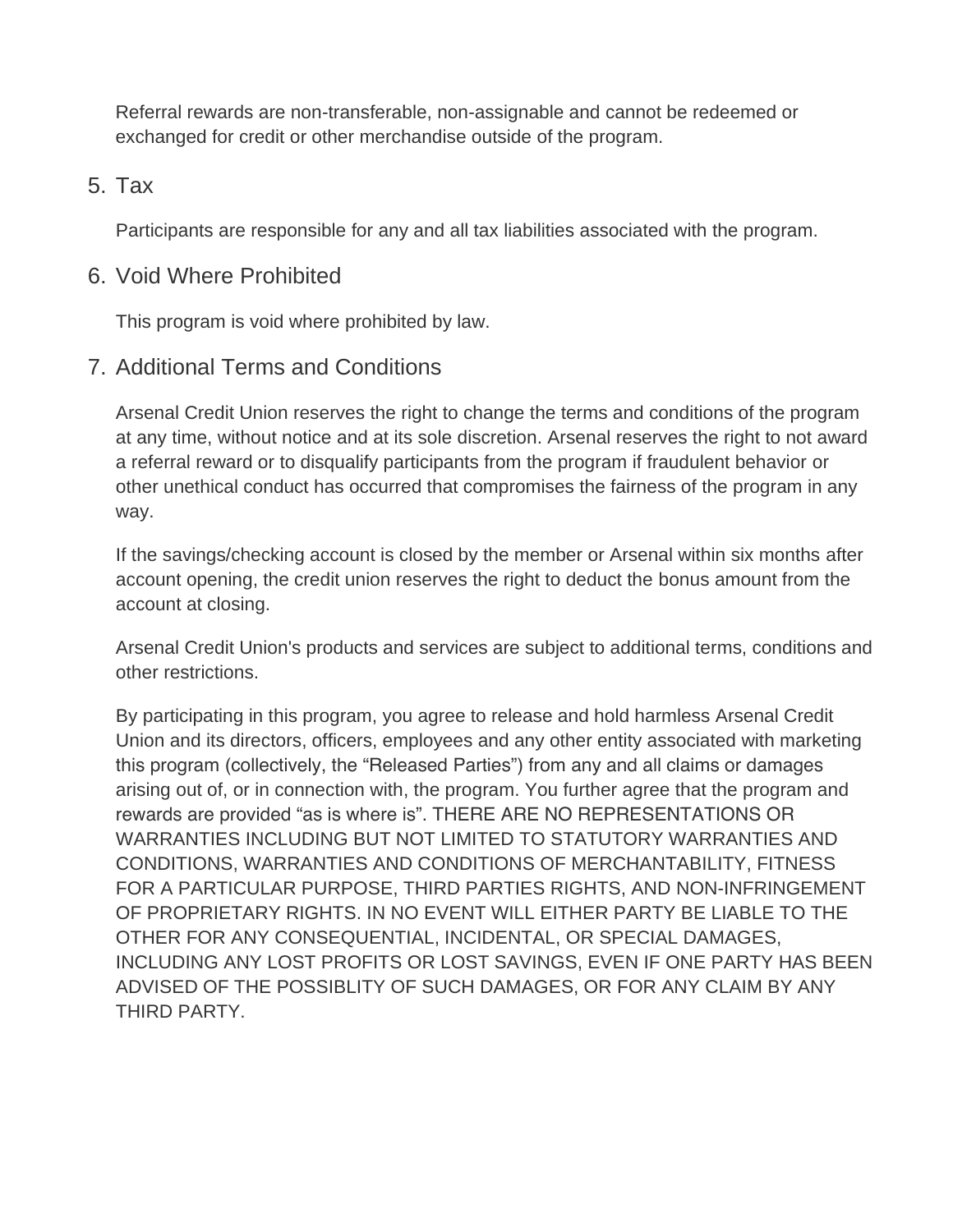Referral rewards are non-transferable, non-assignable and cannot be redeemed or exchanged for credit or other merchandise outside of the program.

5. Tax

   Participants are responsible for any and all tax liabilities associated with the program.

6. Void Where Prohibited

   This program is void where prohibited by law.

7. Additional Terms and Conditions

   Arsenal Credit Union reserves the right to change the terms and conditions of the program at any time, without notice and at its sole discretion. Arsenal reserves the right to not award a referral reward or to disqualify participants from the program if fraudulent behavior or other unethical conduct has occurred that compromises the fairness of the program in any way.

   If the savings/checking account is closed by the member or Arsenal within six months after account opening, the credit union reserves the right to deduct the bonus amount from the account at closing.

   Arsenal Credit Union's products and services are subject to additional terms, conditions and other restrictions.

   By participating in this program, you agree to release and hold harmless Arsenal Credit Union and its directors, officers, employees and any other entity associated with marketing this program (collectively, the "Released Parties") from any and all claims or damages arising out of, or in connection with, the program. You further agree that the program and rewards are provided "as is where is". THERE ARE NO REPRESENTATIONS OR WARRANTIES INCLUDING BUT NOT LIMITED TO STATUTORY WARRANTIES AND CONDITIONS, WARRANTIES AND CONDITIONS OF MERCHANTABILITY, FITNESS FOR A PARTICULAR PURPOSE, THIRD PARTIES RIGHTS, AND NON-INFRINGEMENT OF PROPRIETARY RIGHTS. IN NO EVENT WILL EITHER PARTY BE LIABLE TO THE OTHER FOR ANY CONSEQUENTIAL, INCIDENTAL, OR SPECIAL DAMAGES, INCLUDING ANY LOST PROFITS OR LOST SAVINGS, EVEN IF ONE PARTY HAS BEEN ADVISED OF THE POSSIBLITY OF SUCH DAMAGES, OR FOR ANY CLAIM BY ANY THIRD PARTY.